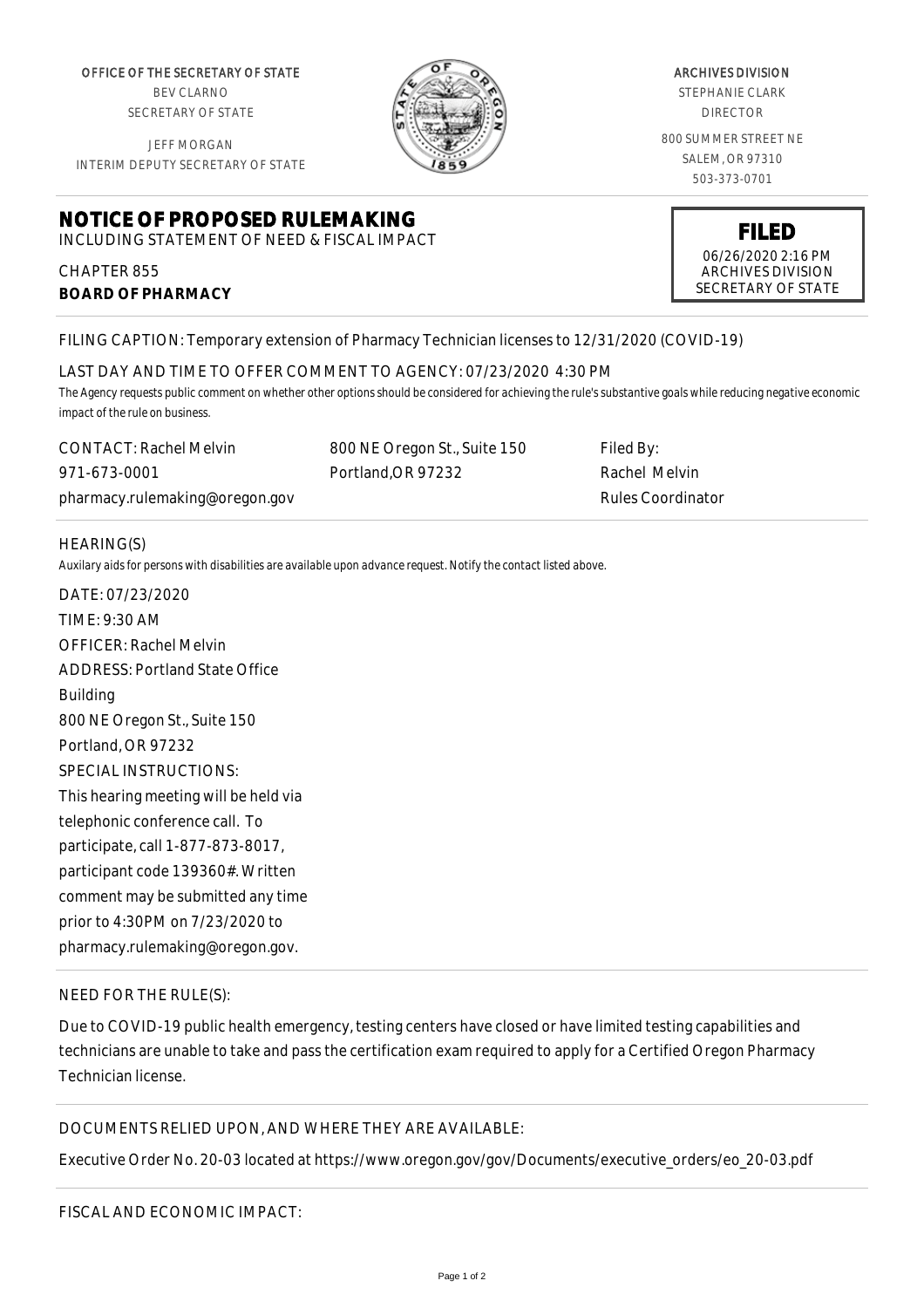OFFICE OF THE SECRETARY OF STATE
BEV CLARNO
SECRETARY OF STATE

JEFF MORGAN
INTERIM DEPUTY SECRETARY OF STATE

ARCHIVES DIVISION
STEPHANIE CLARK
DIRECTOR

800 SUMMER STREET NE
SALEM, OR 97310
503-373-0701

# NOTICE OF PROPOSED RULEMAKING

INCLUDING STATEMENT OF NEED & FISCAL IMPACT

CHAPTER 855
**BOARD OF PHARMACY**

**FILED**
06/26/2020 2:16 PM
ARCHIVES DIVISION
SECRETARY OF STATE

FILING CAPTION: Temporary extension of Pharmacy Technician licenses to 12/31/2020 (COVID-19)

LAST DAY AND TIME TO OFFER COMMENT TO AGENCY: 07/23/2020 4:30 PM

The Agency requests public comment on whether other options should be considered for achieving the rule's substantive goals while reducing negative economic impact of the rule on business.

CONTACT: Rachel Melvin
971-673-0001
pharmacy.rulemaking@oregon.gov

800 NE Oregon St., Suite 150
Portland,OR 97232

Filed By:
Rachel Melvin
Rules Coordinator

HEARING(S)

Auxilary aids for persons with disabilities are available upon advance request. Notify the contact listed above.

DATE: 07/23/2020
TIME: 9:30 AM
OFFICER: Rachel Melvin
ADDRESS: Portland State Office Building
800 NE Oregon St., Suite 150
Portland, OR 97232
SPECIAL INSTRUCTIONS:
This hearing meeting will be held via telephonic conference call. To participate, call 1-877-873-8017, participant code 139360#. Written comment may be submitted any time prior to 4:30PM on 7/23/2020 to pharmacy.rulemaking@oregon.gov.

NEED FOR THE RULE(S):

Due to COVID-19 public health emergency, testing centers have closed or have limited testing capabilities and technicians are unable to take and pass the certification exam required to apply for a Certified Oregon Pharmacy Technician license.

DOCUMENTS RELIED UPON, AND WHERE THEY ARE AVAILABLE:

Executive Order No. 20-03 located at https://www.oregon.gov/gov/Documents/executive_orders/eo_20-03.pdf

FISCAL AND ECONOMIC IMPACT: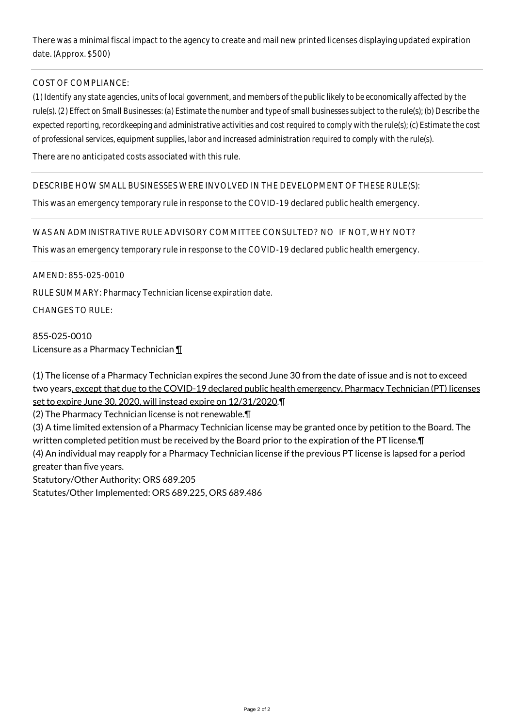There was a minimal fiscal impact to the agency to create and mail new printed licenses displaying updated expiration date. (Approx. $500)

COST OF COMPLIANCE:

*(1) Identify any state agencies, units of local government, and members of the public likely to be economically affected by the rule(s). (2) Effect on Small Businesses: (a) Estimate the number and type of small businesses subject to the rule(s); (b) Describe the expected reporting, recordkeeping and administrative activities and cost required to comply with the rule(s); (c) Estimate the cost of professional services, equipment supplies, labor and increased administration required to comply with the rule(s).*

There are no anticipated costs associated with this rule.

DESCRIBE HOW SMALL BUSINESSES WERE INVOLVED IN THE DEVELOPMENT OF THESE RULE(S):

This was an emergency temporary rule in response to the COVID-19 declared public health emergency.

WAS AN ADMINISTRATIVE RULE ADVISORY COMMITTEE CONSULTED? NO IF NOT, WHY NOT?

This was an emergency temporary rule in response to the COVID-19 declared public health emergency.

AMEND: 855-025-0010

RULE SUMMARY: Pharmacy Technician license expiration date.

CHANGES TO RULE:

855-025-0010
Licensure as a Pharmacy Technician ¶

(1) The license of a Pharmacy Technician expires the second June 30 from the date of issue and is not to exceed two years, except that due to the COVID-19 declared public health emergency, Pharmacy Technician (PT) licenses set to expire June 30, 2020, will instead expire on 12/31/2020.¶
(2) The Pharmacy Technician license is not renewable.¶
(3) A time limited extension of a Pharmacy Technician license may be granted once by petition to the Board. The written completed petition must be received by the Board prior to the expiration of the PT license.¶
(4) An individual may reapply for a Pharmacy Technician license if the previous PT license is lapsed for a period greater than five years.
Statutory/Other Authority: ORS 689.205
Statutes/Other Implemented: ORS 689.225, ORS 689.486